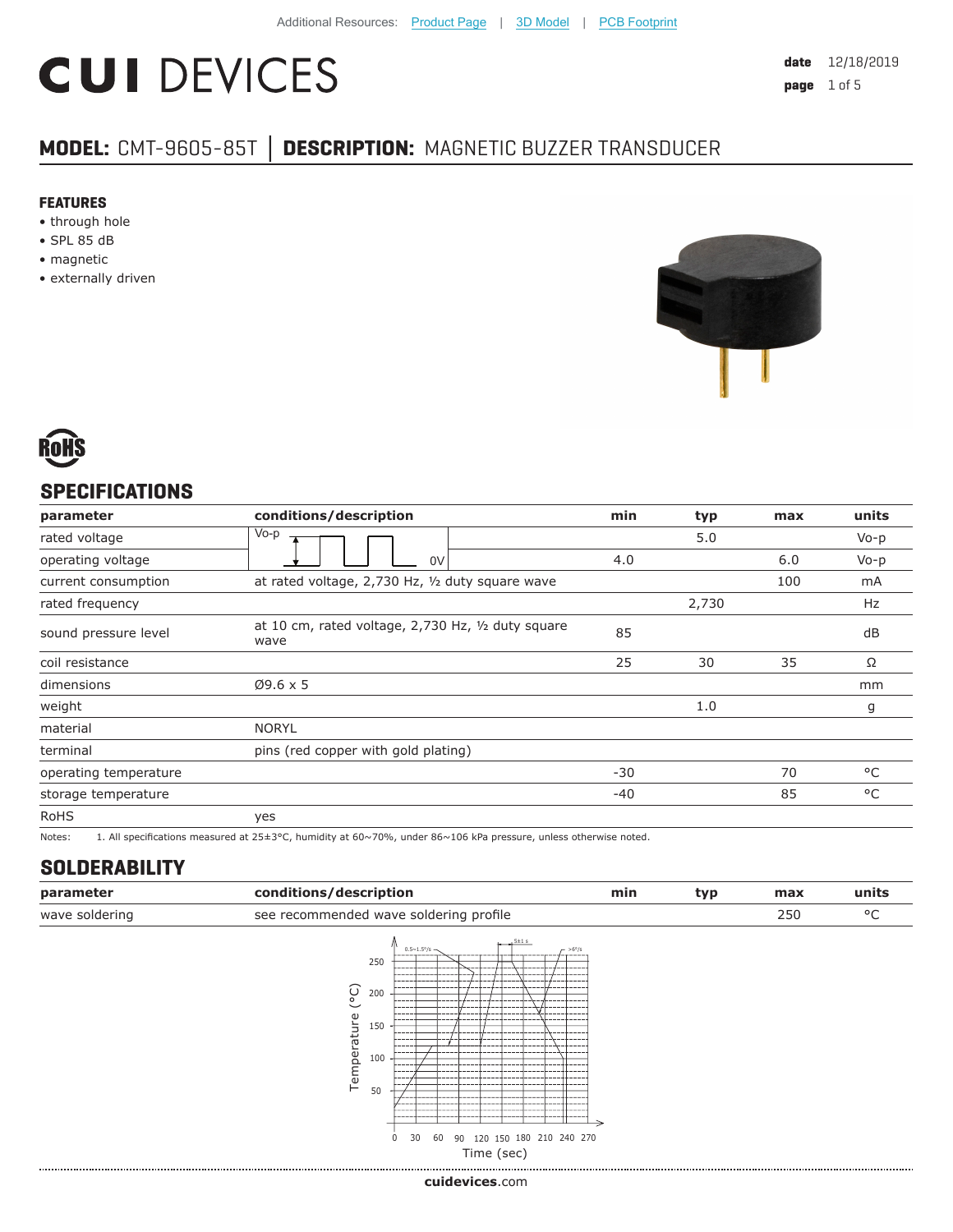Additional Resources: Product Page | 3D Model | PCB Footprint

# CUI DEVICES

**date** 12/18/2019
**page** 1 of 5

## MODEL: CMT-9605-85T | DESCRIPTION: MAGNETIC BUZZER TRANSDUCER

### FEATURES

- through hole
- SPL 85 dB
- magnetic
- externally driven

RoHS

## SPECIFICATIONS

| parameter | conditions/description | min | typ | max | units |
|---|---|---|---|---|---|
| rated voltage | Vo-p / 0V (square wave) | | 5.0 | | Vo-p |
| operating voltage | | 4.0 | | 6.0 | Vo-p |
| current consumption | at rated voltage, 2,730 Hz, ½ duty square wave | | | 100 | mA |
| rated frequency | | | 2,730 | | Hz |
| sound pressure level | at 10 cm, rated voltage, 2,730 Hz, ½ duty square wave | 85 | | | dB |
| coil resistance | | 25 | 30 | 35 | Ω |
| dimensions | Ø9.6 x 5 | | | | mm |
| weight | | | 1.0 | | g |
| material | NORYL | | | | |
| terminal | pins (red copper with gold plating) | | | | |
| operating temperature | | -30 | | 70 | °C |
| storage temperature | | -40 | | 85 | °C |
| RoHS | yes | | | | |

Notes: 1. All specifications measured at 25±3°C, humidity at 60~70%, under 86~106 kPa pressure, unless otherwise noted.

## SOLDERABILITY

| parameter | conditions/description | min | typ | max | units |
|---|---|---|---|---|---|
| wave soldering | see recommended wave soldering profile | | | 250 | °C |

cuidevices.com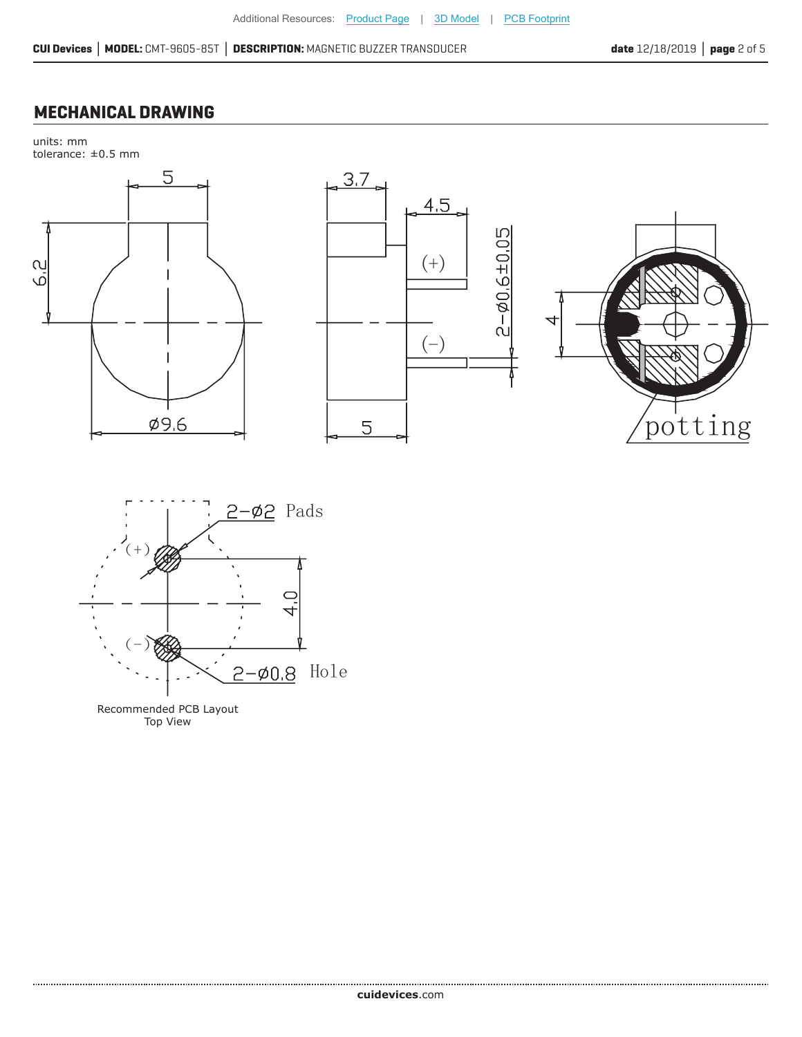## MECHANICAL DRAWING

units: mm
tolerance: ±0.5 mm

5

6.2

ø9.6

3.7

4.5

(+)

(−)

2−ø0.6±0.05

5

4

potting

2−ø2 Pads

(+)

(−)

4.0

2−ø0.8 Hole

Recommended PCB Layout
Top View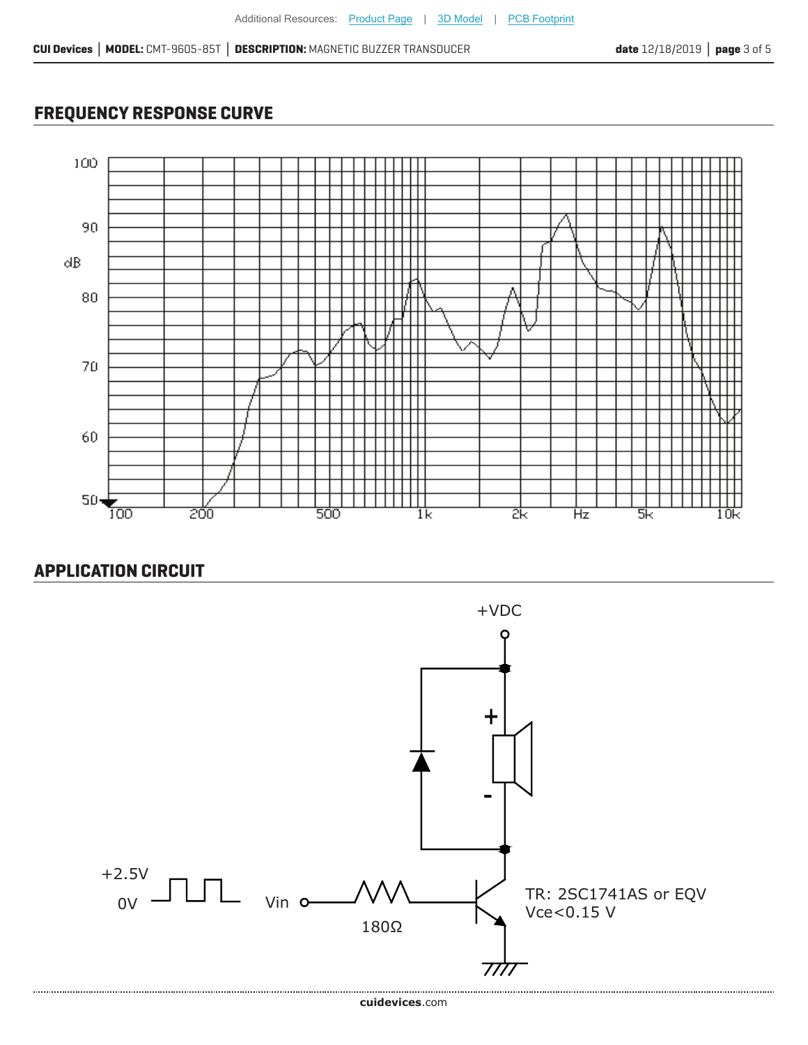## FREQUENCY RESPONSE CURVE

## APPLICATION CIRCUIT

+VDC

+2.5V

0V

Vin

180Ω

TR: 2SC1741AS or EQV
Vce<0.15 V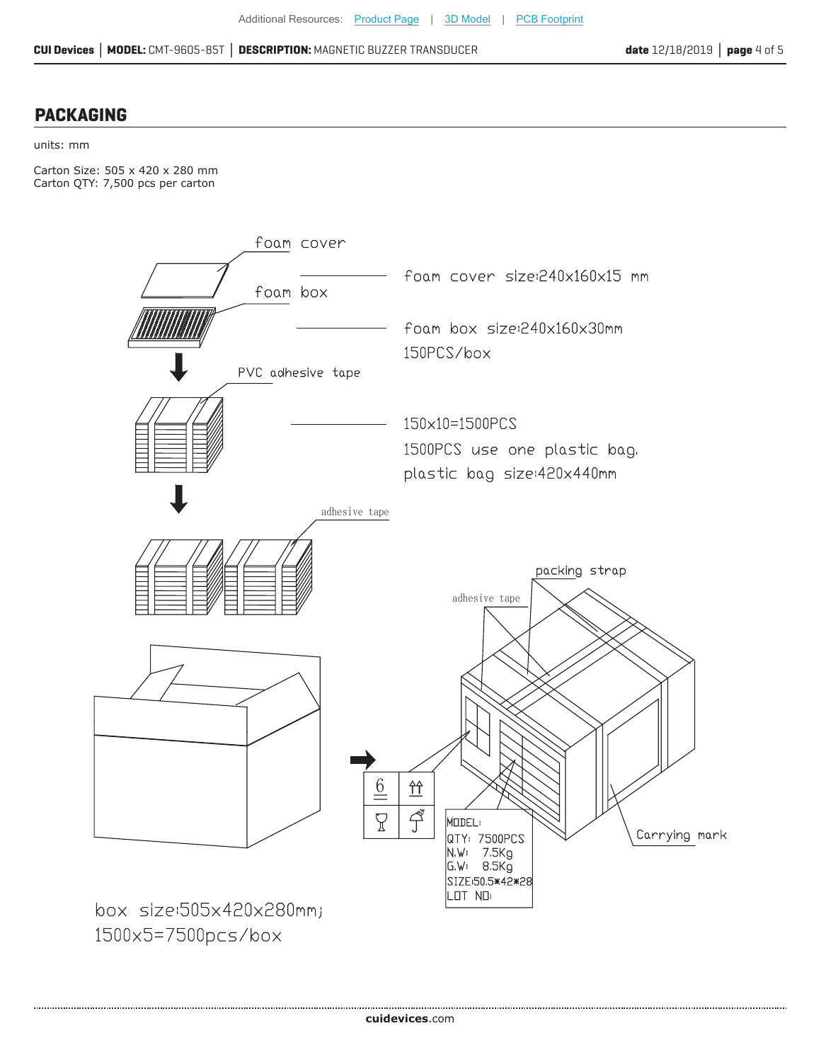## PACKAGING

units: mm

Carton Size: 505 x 420 x 280 mm
Carton QTY: 7,500 pcs per carton

foam cover

foam box

foam cover size:240x160x15 mm

foam box size:240x160x30mm
150PCS/box

PVC adhesive tape

150x10=1500PCS
1500PCS use one plastic bag.
plastic bag size:420x440mm

adhesive tape

packing strap

adhesive tape

MODEL:
QTY: 7500PCS
N.W: 7.5Kg
G.W: 8.5Kg
SIZE:50.5*42*28
LOT NO:

Carrying mark

box size:505x420x280mm;
1500x5=7500pcs/box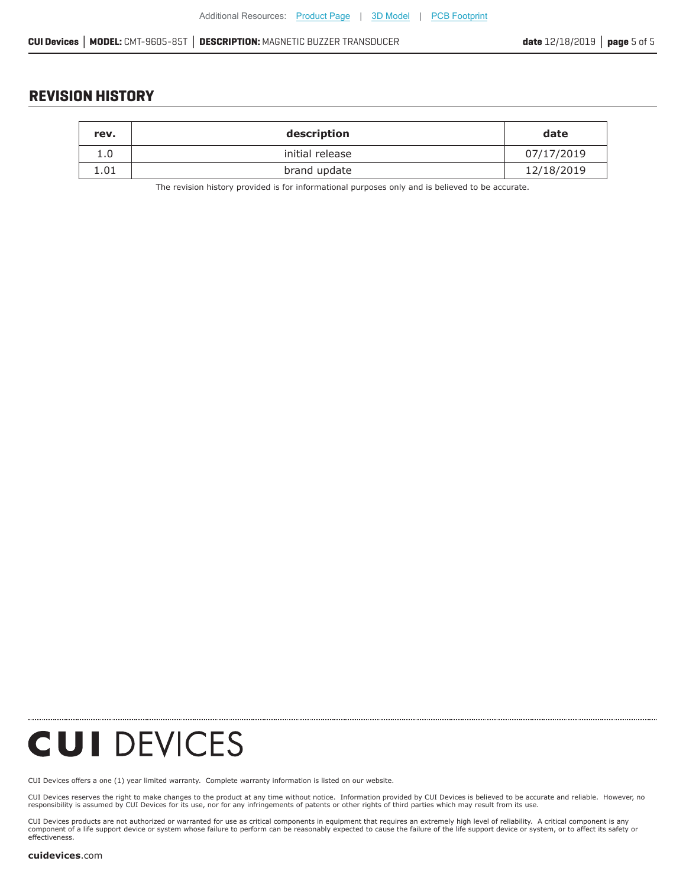## REVISION HISTORY

| rev. | description | date |
| --- | --- | --- |
| 1.0 | initial release | 07/17/2019 |
| 1.01 | brand update | 12/18/2019 |

The revision history provided is for informational purposes only and is believed to be accurate.

CUI DEVICES

CUI Devices offers a one (1) year limited warranty. Complete warranty information is listed on our website.

CUI Devices reserves the right to make changes to the product at any time without notice. Information provided by CUI Devices is believed to be accurate and reliable. However, no responsibility is assumed by CUI Devices for its use, nor for any infringements of patents or other rights of third parties which may result from its use.

CUI Devices products are not authorized or warranted for use as critical components in equipment that requires an extremely high level of reliability. A critical component is any component of a life support device or system whose failure to perform can be reasonably expected to cause the failure of the life support device or system, or to affect its safety or effectiveness.

**cuidevices**.com